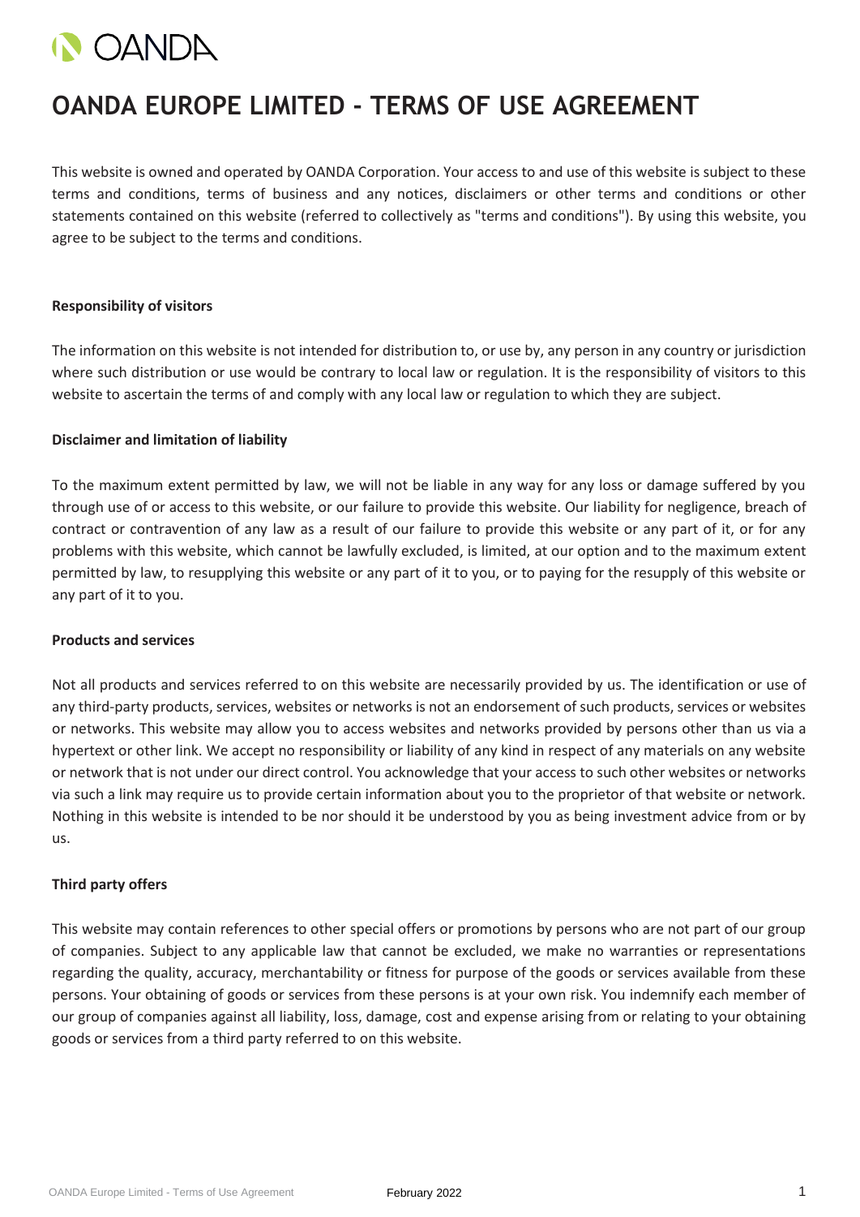# OANDA EUROPE LIMITED - TERMS OF USE AGREEMENT

This website is owned and operated by OANDA Corporation. Your access to and use of this website is subject to these terms and conditions, terms of business and any notices, disclaimers or other terms and conditions or other statements contained on this website (referred to collectively as "terms and conditions"). By using this website, you agree to be subject to the terms and conditions.

**Responsibility of visitors**

The information on this website is not intended for distribution to, or use by, any person in any country or jurisdiction where such distribution or use would be contrary to local law or regulation. It is the responsibility of visitors to this website to ascertain the terms of and comply with any local law or regulation to which they are subject.

**Disclaimer and limitation of liability**

To the maximum extent permitted by law, we will not be liable in any way for any loss or damage suffered by you through use of or access to this website, or our failure to provide this website. Our liability for negligence, breach of contract or contravention of any law as a result of our failure to provide this website or any part of it, or for any problems with this website, which cannot be lawfully excluded, is limited, at our option and to the maximum extent permitted by law, to resupplying this website or any part of it to you, or to paying for the resupply of this website or any part of it to you.

**Products and services**

Not all products and services referred to on this website are necessarily provided by us. The identification or use of any third-party products, services, websites or networks is not an endorsement of such products, services or websites or networks. This website may allow you to access websites and networks provided by persons other than us via a hypertext or other link. We accept no responsibility or liability of any kind in respect of any materials on any website or network that is not under our direct control. You acknowledge that your access to such other websites or networks via such a link may require us to provide certain information about you to the proprietor of that website or network. Nothing in this website is intended to be nor should it be understood by you as being investment advice from or by us.

**Third party offers**

This website may contain references to other special offers or promotions by persons who are not part of our group of companies. Subject to any applicable law that cannot be excluded, we make no warranties or representations regarding the quality, accuracy, merchantability or fitness for purpose of the goods or services available from these persons. Your obtaining of goods or services from these persons is at your own risk. You indemnify each member of our group of companies against all liability, loss, damage, cost and expense arising from or relating to your obtaining goods or services from a third party referred to on this website.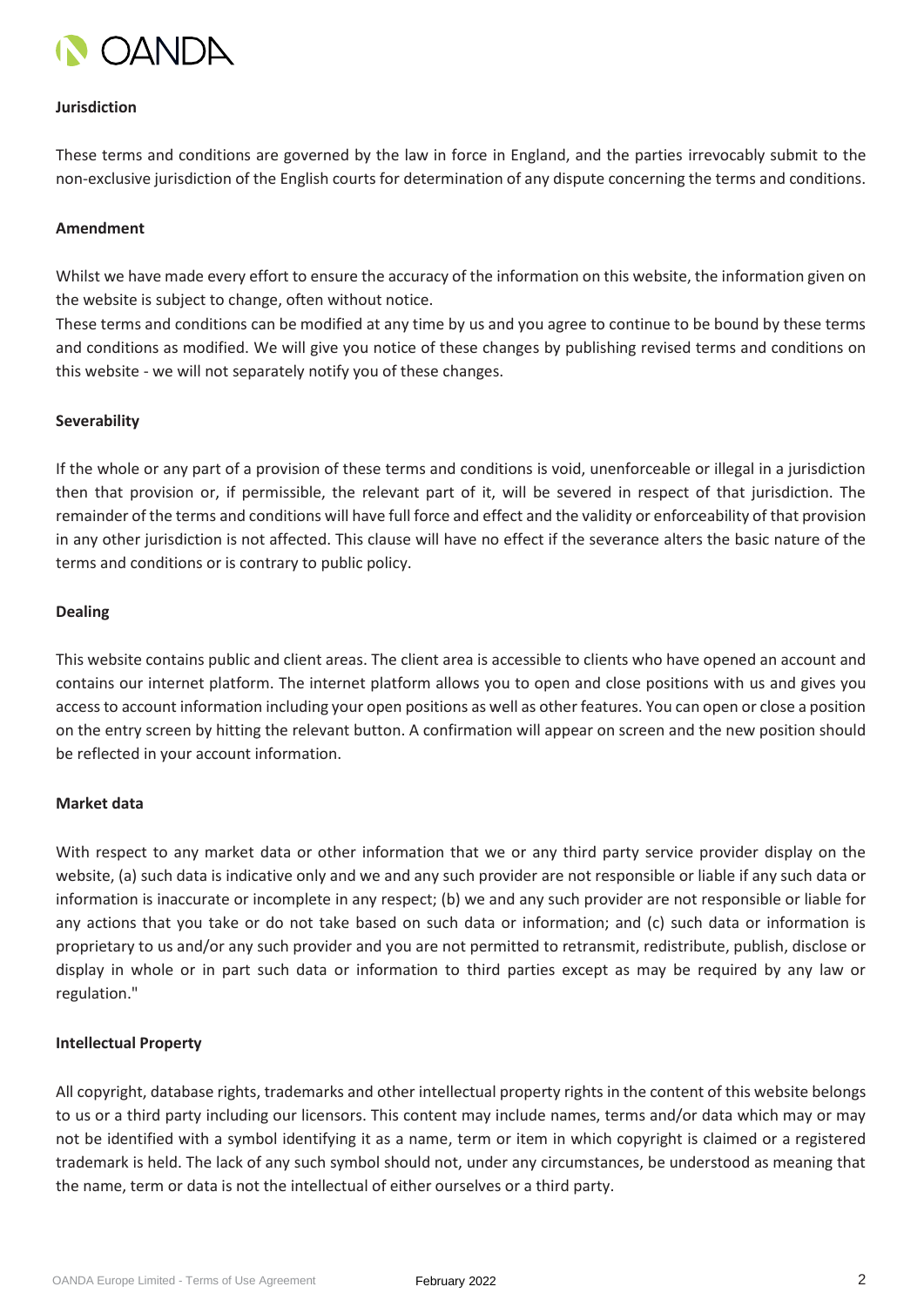**Jurisdiction**

These terms and conditions are governed by the law in force in England, and the parties irrevocably submit to the non-exclusive jurisdiction of the English courts for determination of any dispute concerning the terms and conditions.

**Amendment**

Whilst we have made every effort to ensure the accuracy of the information on this website, the information given on the website is subject to change, often without notice.
These terms and conditions can be modified at any time by us and you agree to continue to be bound by these terms and conditions as modified. We will give you notice of these changes by publishing revised terms and conditions on this website - we will not separately notify you of these changes.

**Severability**

If the whole or any part of a provision of these terms and conditions is void, unenforceable or illegal in a jurisdiction then that provision or, if permissible, the relevant part of it, will be severed in respect of that jurisdiction. The remainder of the terms and conditions will have full force and effect and the validity or enforceability of that provision in any other jurisdiction is not affected. This clause will have no effect if the severance alters the basic nature of the terms and conditions or is contrary to public policy.

**Dealing**

This website contains public and client areas. The client area is accessible to clients who have opened an account and contains our internet platform. The internet platform allows you to open and close positions with us and gives you access to account information including your open positions as well as other features. You can open or close a position on the entry screen by hitting the relevant button. A confirmation will appear on screen and the new position should be reflected in your account information.

**Market data**

With respect to any market data or other information that we or any third party service provider display on the website, (a) such data is indicative only and we and any such provider are not responsible or liable if any such data or information is inaccurate or incomplete in any respect; (b) we and any such provider are not responsible or liable for any actions that you take or do not take based on such data or information; and (c) such data or information is proprietary to us and/or any such provider and you are not permitted to retransmit, redistribute, publish, disclose or display in whole or in part such data or information to third parties except as may be required by any law or regulation."

**Intellectual Property**

All copyright, database rights, trademarks and other intellectual property rights in the content of this website belongs to us or a third party including our licensors. This content may include names, terms and/or data which may or may not be identified with a symbol identifying it as a name, term or item in which copyright is claimed or a registered trademark is held. The lack of any such symbol should not, under any circumstances, be understood as meaning that the name, term or data is not the intellectual of either ourselves or a third party.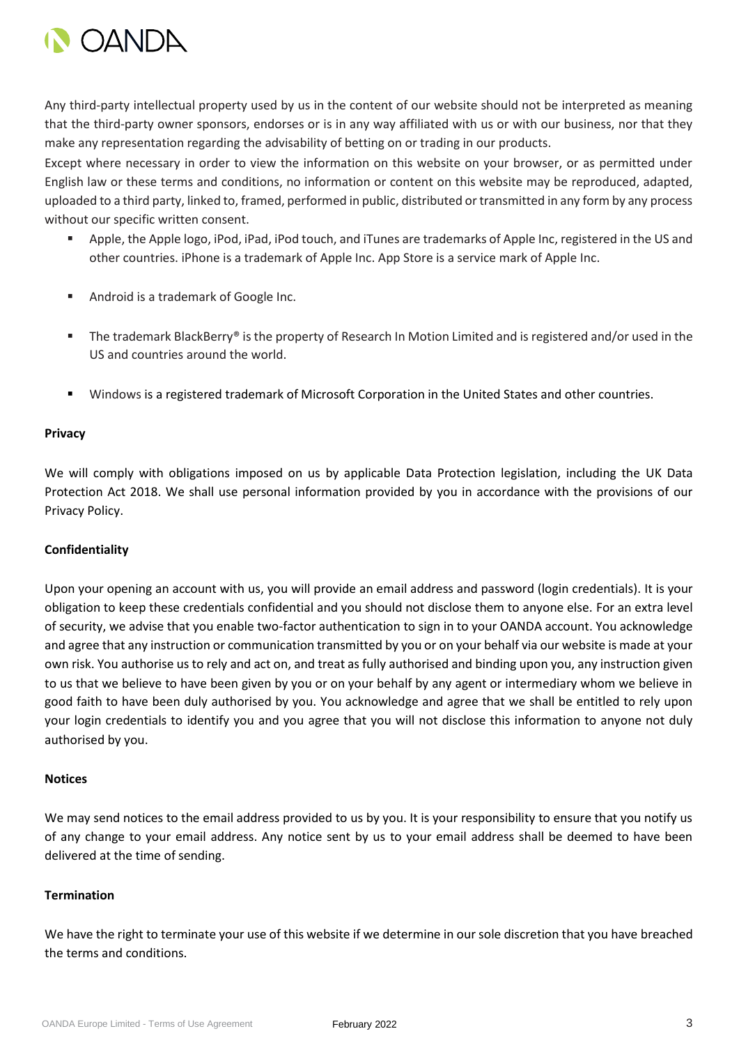Any third-party intellectual property used by us in the content of our website should not be interpreted as meaning that the third-party owner sponsors, endorses or is in any way affiliated with us or with our business, nor that they make any representation regarding the advisability of betting on or trading in our products.

Except where necessary in order to view the information on this website on your browser, or as permitted under English law or these terms and conditions, no information or content on this website may be reproduced, adapted, uploaded to a third party, linked to, framed, performed in public, distributed or transmitted in any form by any process without our specific written consent.

- Apple, the Apple logo, iPod, iPad, iPod touch, and iTunes are trademarks of Apple Inc, registered in the US and other countries. iPhone is a trademark of Apple Inc. App Store is a service mark of Apple Inc.
- Android is a trademark of Google Inc.
- The trademark BlackBerry® is the property of Research In Motion Limited and is registered and/or used in the US and countries around the world.
- Windows is a registered trademark of Microsoft Corporation in the United States and other countries.

**Privacy**

We will comply with obligations imposed on us by applicable Data Protection legislation, including the UK Data Protection Act 2018. We shall use personal information provided by you in accordance with the provisions of our Privacy Policy.

**Confidentiality**

Upon your opening an account with us, you will provide an email address and password (login credentials). It is your obligation to keep these credentials confidential and you should not disclose them to anyone else. For an extra level of security, we advise that you enable two-factor authentication to sign in to your OANDA account. You acknowledge and agree that any instruction or communication transmitted by you or on your behalf via our website is made at your own risk. You authorise us to rely and act on, and treat as fully authorised and binding upon you, any instruction given to us that we believe to have been given by you or on your behalf by any agent or intermediary whom we believe in good faith to have been duly authorised by you. You acknowledge and agree that we shall be entitled to rely upon your login credentials to identify you and you agree that you will not disclose this information to anyone not duly authorised by you.

**Notices**

We may send notices to the email address provided to us by you. It is your responsibility to ensure that you notify us of any change to your email address. Any notice sent by us to your email address shall be deemed to have been delivered at the time of sending.

**Termination**

We have the right to terminate your use of this website if we determine in our sole discretion that you have breached the terms and conditions.